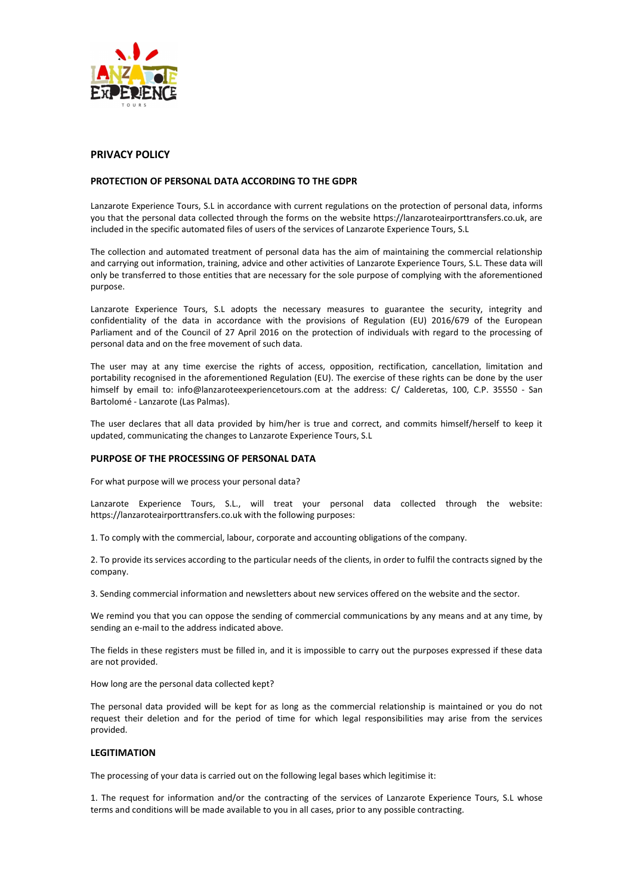# PRIVACY POLICY

## PROTECTION OF PERSONAL DATA ACCORDING TO THE GDPR

Lanzarote Experience Tours, S.L in accordance with current regulations on the protection of personal data, informs you that the personal data collected through the forms on the website https://lanzaroteairporttransfers.co.uk, are included in the specific automated files of users of the services of Lanzarote Experience Tours, S.L

The collection and automated treatment of personal data has the aim of maintaining the commercial relationship and carrying out information, training, advice and other activities of Lanzarote Experience Tours, S.L. These data will only be transferred to those entities that are necessary for the sole purpose of complying with the aforementioned purpose.

Lanzarote Experience Tours, S.L adopts the necessary measures to guarantee the security, integrity and confidentiality of the data in accordance with the provisions of Regulation (EU) 2016/679 of the European Parliament and of the Council of 27 April 2016 on the protection of individuals with regard to the processing of personal data and on the free movement of such data.

The user may at any time exercise the rights of access, opposition, rectification, cancellation, limitation and portability recognised in the aforementioned Regulation (EU). The exercise of these rights can be done by the user himself by email to: info@lanzaroteexperiencetours.com at the address: C/ Calderetas, 100, C.P. 35550 - San Bartolomé - Lanzarote (Las Palmas).

The user declares that all data provided by him/her is true and correct, and commits himself/herself to keep it updated, communicating the changes to Lanzarote Experience Tours, S.L

## PURPOSE OF THE PROCESSING OF PERSONAL DATA

For what purpose will we process your personal data?

Lanzarote Experience Tours, S.L., will treat your personal data collected through the website: https://lanzaroteairporttransfers.co.uk with the following purposes:

1. To comply with the commercial, labour, corporate and accounting obligations of the company.

2. To provide its services according to the particular needs of the clients, in order to fulfil the contracts signed by the company.

3. Sending commercial information and newsletters about new services offered on the website and the sector.

We remind you that you can oppose the sending of commercial communications by any means and at any time, by sending an e-mail to the address indicated above.

The fields in these registers must be filled in, and it is impossible to carry out the purposes expressed if these data are not provided.

How long are the personal data collected kept?

The personal data provided will be kept for as long as the commercial relationship is maintained or you do not request their deletion and for the period of time for which legal responsibilities may arise from the services provided.

## LEGITIMATION

The processing of your data is carried out on the following legal bases which legitimise it:

1. The request for information and/or the contracting of the services of Lanzarote Experience Tours, S.L whose terms and conditions will be made available to you in all cases, prior to any possible contracting.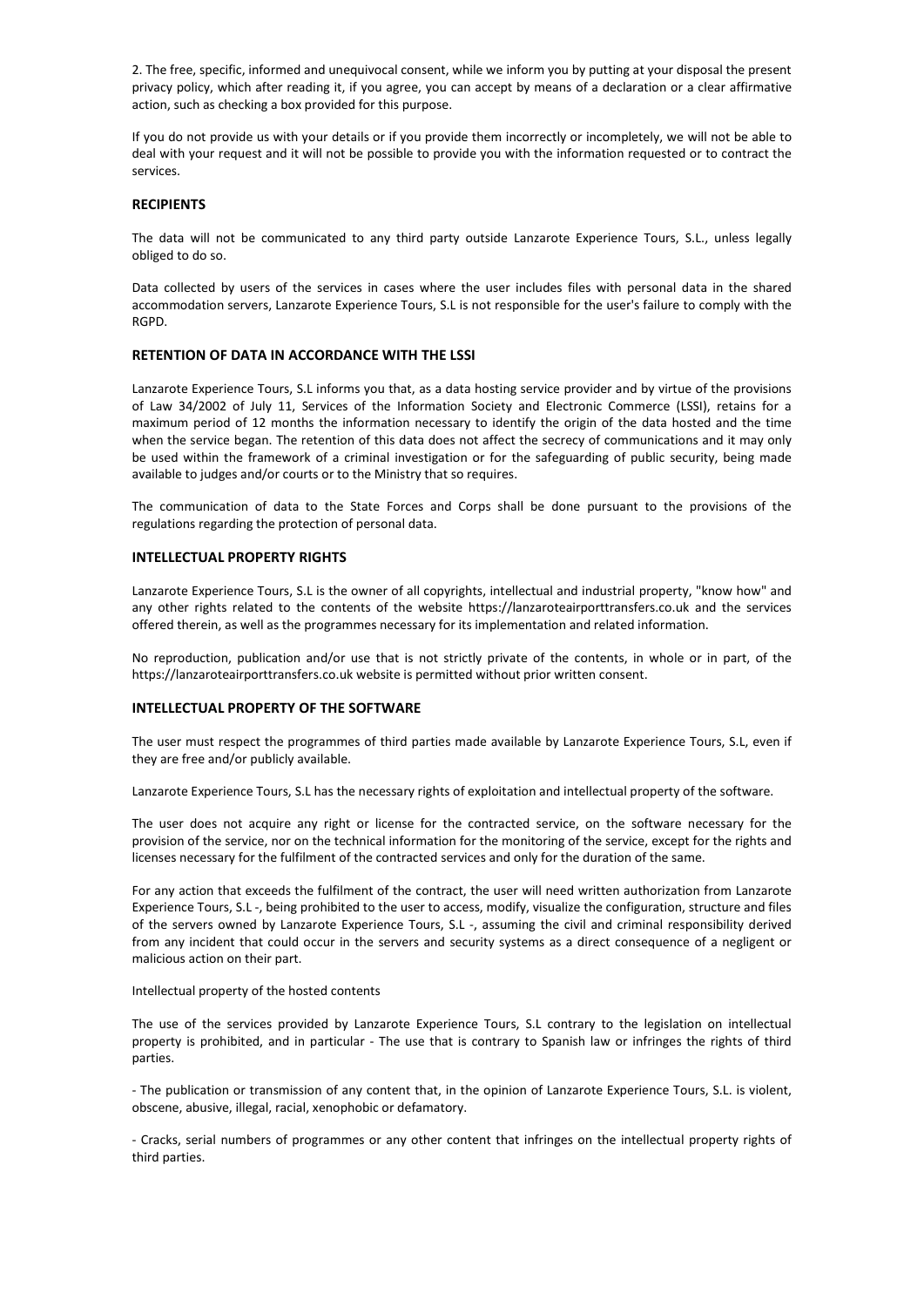2. The free, specific, informed and unequivocal consent, while we inform you by putting at your disposal the present privacy policy, which after reading it, if you agree, you can accept by means of a declaration or a clear affirmative action, such as checking a box provided for this purpose.

If you do not provide us with your details or if you provide them incorrectly or incompletely, we will not be able to deal with your request and it will not be possible to provide you with the information requested or to contract the services.

## RECIPIENTS

The data will not be communicated to any third party outside Lanzarote Experience Tours, S.L., unless legally obliged to do so.

Data collected by users of the services in cases where the user includes files with personal data in the shared accommodation servers, Lanzarote Experience Tours, S.L is not responsible for the user's failure to comply with the RGPD.

## RETENTION OF DATA IN ACCORDANCE WITH THE LSSI

Lanzarote Experience Tours, S.L informs you that, as a data hosting service provider and by virtue of the provisions of Law 34/2002 of July 11, Services of the Information Society and Electronic Commerce (LSSI), retains for a maximum period of 12 months the information necessary to identify the origin of the data hosted and the time when the service began. The retention of this data does not affect the secrecy of communications and it may only be used within the framework of a criminal investigation or for the safeguarding of public security, being made available to judges and/or courts or to the Ministry that so requires.

The communication of data to the State Forces and Corps shall be done pursuant to the provisions of the regulations regarding the protection of personal data.

## INTELLECTUAL PROPERTY RIGHTS

Lanzarote Experience Tours, S.L is the owner of all copyrights, intellectual and industrial property, "know how" and any other rights related to the contents of the website https://lanzaroteairporttransfers.co.uk and the services offered therein, as well as the programmes necessary for its implementation and related information.

No reproduction, publication and/or use that is not strictly private of the contents, in whole or in part, of the https://lanzaroteairporttransfers.co.uk website is permitted without prior written consent.

## INTELLECTUAL PROPERTY OF THE SOFTWARE

The user must respect the programmes of third parties made available by Lanzarote Experience Tours, S.L, even if they are free and/or publicly available.

Lanzarote Experience Tours, S.L has the necessary rights of exploitation and intellectual property of the software.

The user does not acquire any right or license for the contracted service, on the software necessary for the provision of the service, nor on the technical information for the monitoring of the service, except for the rights and licenses necessary for the fulfilment of the contracted services and only for the duration of the same.

For any action that exceeds the fulfilment of the contract, the user will need written authorization from Lanzarote Experience Tours, S.L -, being prohibited to the user to access, modify, visualize the configuration, structure and files of the servers owned by Lanzarote Experience Tours, S.L -, assuming the civil and criminal responsibility derived from any incident that could occur in the servers and security systems as a direct consequence of a negligent or malicious action on their part.

Intellectual property of the hosted contents

The use of the services provided by Lanzarote Experience Tours, S.L contrary to the legislation on intellectual property is prohibited, and in particular - The use that is contrary to Spanish law or infringes the rights of third parties.

- The publication or transmission of any content that, in the opinion of Lanzarote Experience Tours, S.L. is violent, obscene, abusive, illegal, racial, xenophobic or defamatory.

- Cracks, serial numbers of programmes or any other content that infringes on the intellectual property rights of third parties.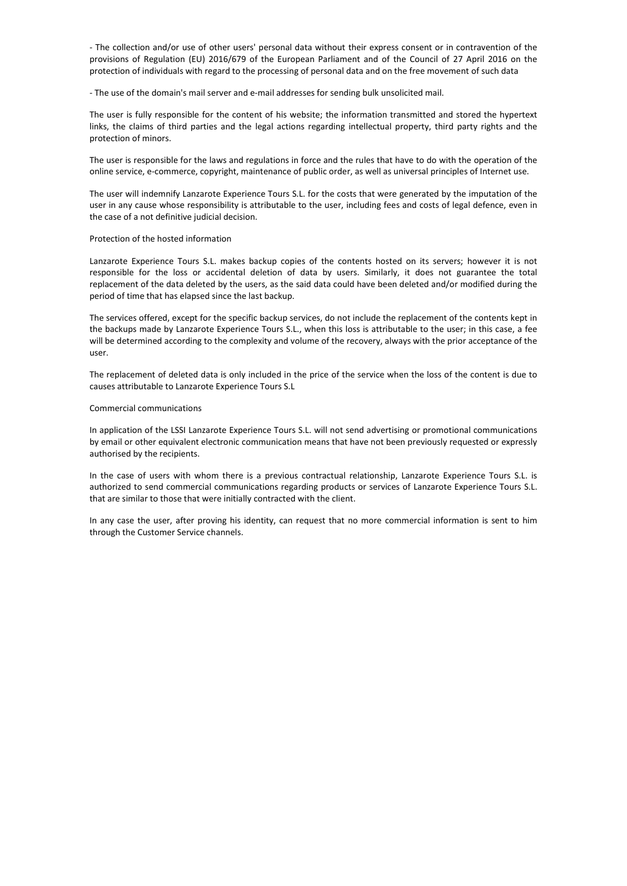- The collection and/or use of other users' personal data without their express consent or in contravention of the provisions of Regulation (EU) 2016/679 of the European Parliament and of the Council of 27 April 2016 on the protection of individuals with regard to the processing of personal data and on the free movement of such data

- The use of the domain's mail server and e-mail addresses for sending bulk unsolicited mail.

The user is fully responsible for the content of his website; the information transmitted and stored the hypertext links, the claims of third parties and the legal actions regarding intellectual property, third party rights and the protection of minors.

The user is responsible for the laws and regulations in force and the rules that have to do with the operation of the online service, e-commerce, copyright, maintenance of public order, as well as universal principles of Internet use.

The user will indemnify Lanzarote Experience Tours S.L. for the costs that were generated by the imputation of the user in any cause whose responsibility is attributable to the user, including fees and costs of legal defence, even in the case of a not definitive judicial decision.

Protection of the hosted information

Lanzarote Experience Tours S.L. makes backup copies of the contents hosted on its servers; however it is not responsible for the loss or accidental deletion of data by users. Similarly, it does not guarantee the total replacement of the data deleted by the users, as the said data could have been deleted and/or modified during the period of time that has elapsed since the last backup.

The services offered, except for the specific backup services, do not include the replacement of the contents kept in the backups made by Lanzarote Experience Tours S.L., when this loss is attributable to the user; in this case, a fee will be determined according to the complexity and volume of the recovery, always with the prior acceptance of the user.

The replacement of deleted data is only included in the price of the service when the loss of the content is due to causes attributable to Lanzarote Experience Tours S.L

Commercial communications

In application of the LSSI Lanzarote Experience Tours S.L. will not send advertising or promotional communications by email or other equivalent electronic communication means that have not been previously requested or expressly authorised by the recipients.

In the case of users with whom there is a previous contractual relationship, Lanzarote Experience Tours S.L. is authorized to send commercial communications regarding products or services of Lanzarote Experience Tours S.L. that are similar to those that were initially contracted with the client.

In any case the user, after proving his identity, can request that no more commercial information is sent to him through the Customer Service channels.